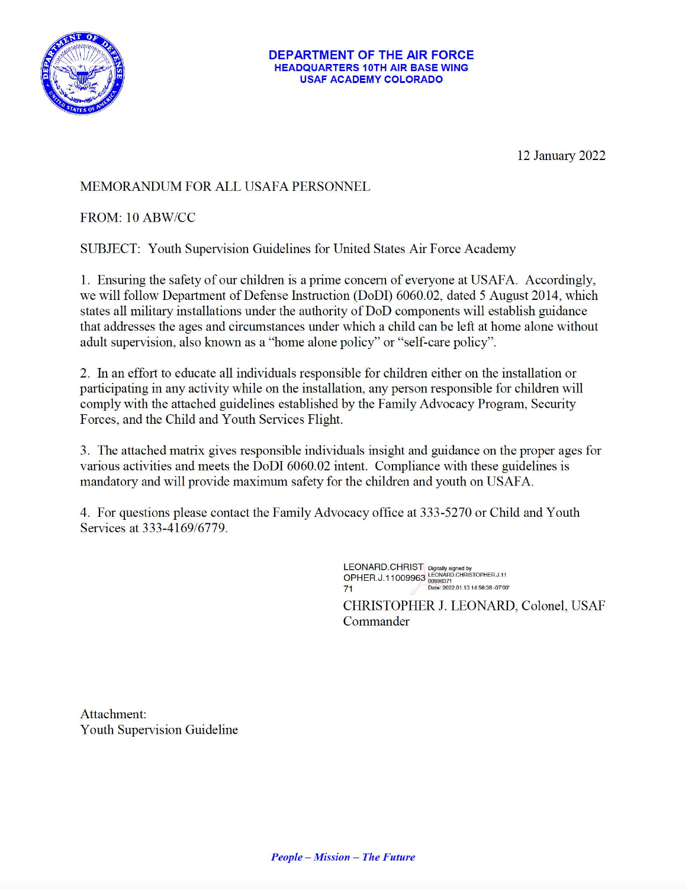**DEPARTMENT OF THE AIR FORCE**
**HEADQUARTERS 10TH AIR BASE WING**
**USAF ACADEMY COLORADO**

12 January 2022

MEMORANDUM FOR ALL USAFA PERSONNEL

FROM: 10 ABW/CC

SUBJECT: Youth Supervision Guidelines for United States Air Force Academy

1. Ensuring the safety of our children is a prime concern of everyone at USAFA. Accordingly, we will follow Department of Defense Instruction (DoDI) 6060.02, dated 5 August 2014, which states all military installations under the authority of DoD components will establish guidance that addresses the ages and circumstances under which a child can be left at home alone without adult supervision, also known as a "home alone policy" or "self-care policy".

2. In an effort to educate all individuals responsible for children either on the installation or participating in any activity while on the installation, any person responsible for children will comply with the attached guidelines established by the Family Advocacy Program, Security Forces, and the Child and Youth Services Flight.

3. The attached matrix gives responsible individuals insight and guidance on the proper ages for various activities and meets the DoDI 6060.02 intent. Compliance with these guidelines is mandatory and will provide maximum safety for the children and youth on USAFA.

4. For questions please contact the Family Advocacy office at 333-5270 or Child and Youth Services at 333-4169/6779.

LEONARD.CHRISTOPHER.J.1100996371
Digitally signed by LEONARD.CHRISTOPHER.J.1100996371
Date: 2022.01.13 14:58:38 -07'00'

CHRISTOPHER J. LEONARD, Colonel, USAF
Commander

Attachment:
Youth Supervision Guideline

*People – Mission – The Future*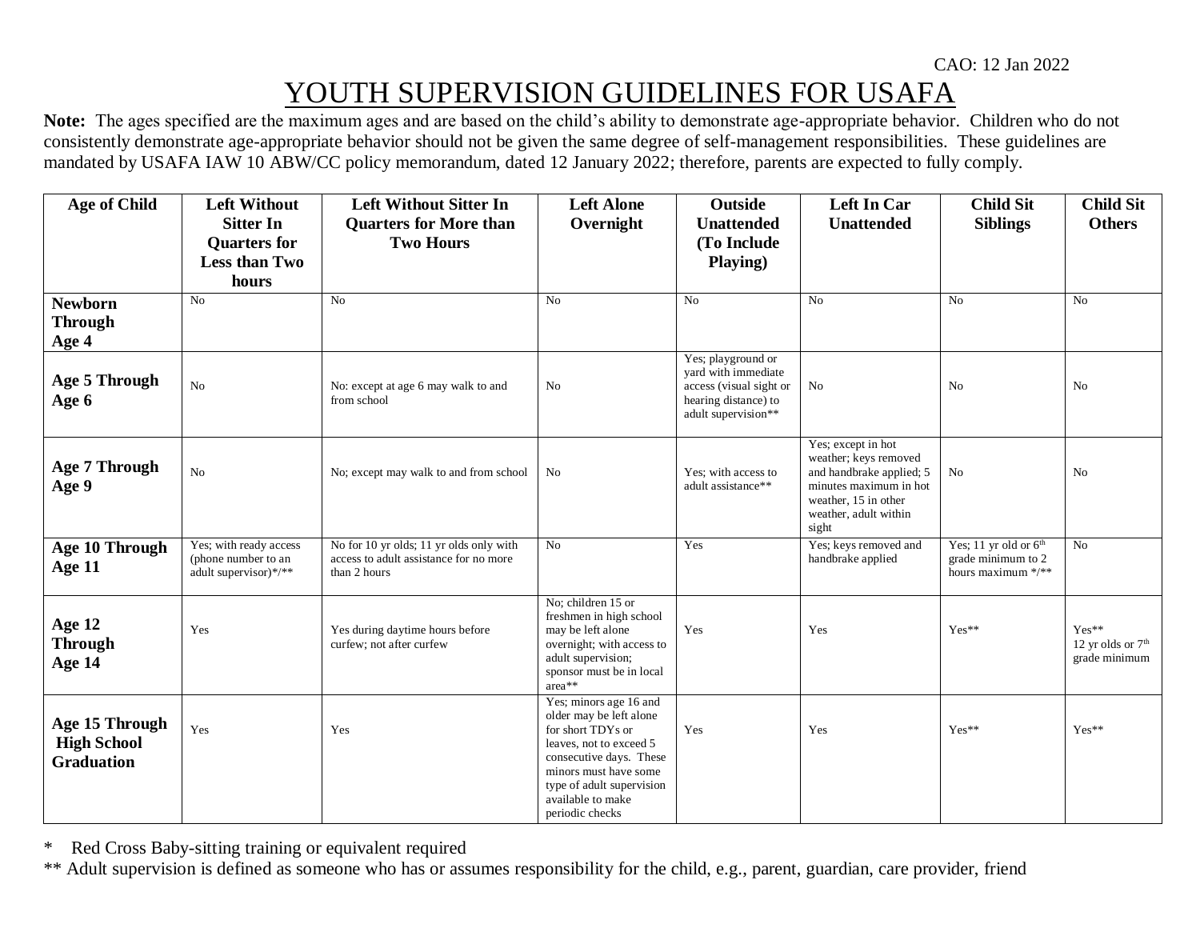CAO: 12 Jan 2022

# YOUTH SUPERVISION GUIDELINES FOR USAFA

**Note:** The ages specified are the maximum ages and are based on the child's ability to demonstrate age-appropriate behavior. Children who do not consistently demonstrate age-appropriate behavior should not be given the same degree of self-management responsibilities. These guidelines are mandated by USAFA IAW 10 ABW/CC policy memorandum, dated 12 January 2022; therefore, parents are expected to fully comply.

| Age of Child | Left Without Sitter In Quarters for Less than Two hours | Left Without Sitter In Quarters for More than Two Hours | Left Alone Overnight | Outside Unattended (To Include Playing) | Left In Car Unattended | Child Sit Siblings | Child Sit Others |
|---|---|---|---|---|---|---|---|
| **Newborn Through Age 4** | No | No | No | No | No | No | No |
| **Age 5 Through Age 6** | No | No: except at age 6 may walk to and from school | No | Yes; playground or yard with immediate access (visual sight or hearing distance) to adult supervision** | No | No | No |
| **Age 7 Through Age 9** | No | No; except may walk to and from school | No | Yes; with access to adult assistance** | Yes; except in hot weather; keys removed and handbrake applied; 5 minutes maximum in hot weather, 15 in other weather, adult within sight | No | No |
| **Age 10 Through Age 11** | Yes; with ready access (phone number to an adult supervisor)*/** | No for 10 yr olds; 11 yr olds only with access to adult assistance for no more than 2 hours | No | Yes | Yes; keys removed and handbrake applied | Yes; 11 yr old or 6th grade minimum to 2 hours maximum */** | No |
| **Age 12 Through Age 14** | Yes | Yes during daytime hours before curfew; not after curfew | No; children 15 or freshmen in high school may be left alone overnight; with access to adult supervision; sponsor must be in local area** | Yes | Yes | Yes** | Yes** 12 yr olds or 7th grade minimum |
| **Age 15 Through High School Graduation** | Yes | Yes | Yes; minors age 16 and older may be left alone for short TDYs or leaves, not to exceed 5 consecutive days. These minors must have some type of adult supervision available to make periodic checks | Yes | Yes | Yes** | Yes** |

\* Red Cross Baby-sitting training or equivalent required

** Adult supervision is defined as someone who has or assumes responsibility for the child, e.g., parent, guardian, care provider, friend